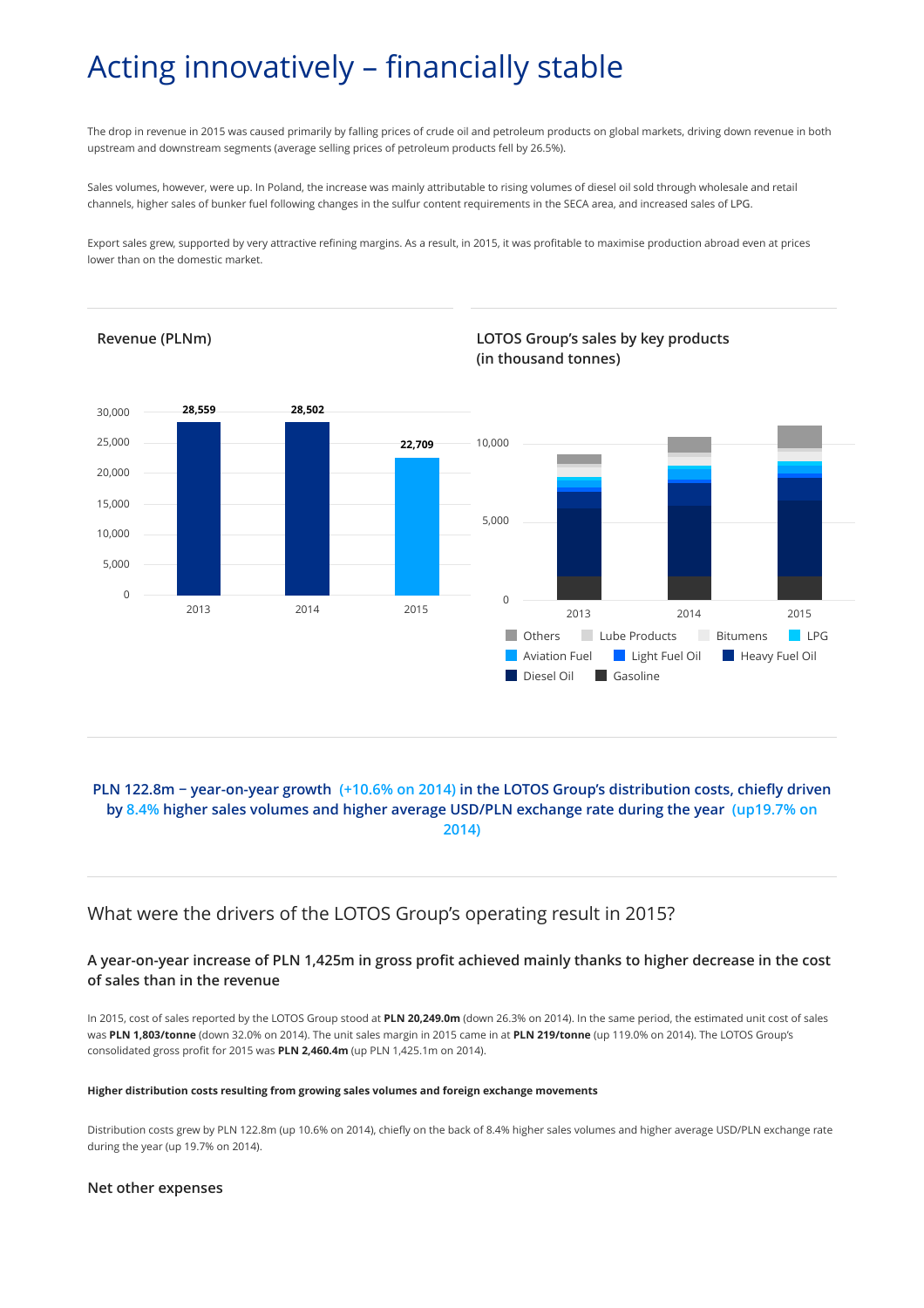# Acting innovatively – financially stable

The drop in revenue in 2015 was caused primarily by falling prices of crude oil and petroleum products on global markets, driving down revenue in both upstream and downstream segments (average selling prices of petroleum products fell by 26.5%).

Sales volumes, however, were up. In Poland, the increase was mainly attributable to rising volumes of diesel oil sold through wholesale and retail channels, higher sales of bunker fuel following changes in the sulfur content requirements in the SECA area, and increased sales of LPG.

Export sales grew, supported by very attractive refining margins. As a result, in 2015, it was profitable to maximise production abroad even at prices lower than on the domestic market.

**Revenue (PLNm)**

| Year | Revenue (PLNm) |
|---|---|
| 2013 | 28,559 |
| 2014 | 28,502 |
| 2015 | 22,709 |

**LOTOS Group's sales by key products (in thousand tonnes)**

Legend: Others, Lube Products, Bitumens, LPG, Aviation Fuel, Light Fuel Oil, Heavy Fuel Oil, Diesel Oil, Gasoline (years: 2013, 2014, 2015)

**PLN 122.8m − year-on-year growth (+10.6% on 2014) in the LOTOS Group's distribution costs, chiefly driven by 8.4% higher sales volumes and higher average USD/PLN exchange rate during the year (up19.7% on 2014)**

## What were the drivers of the LOTOS Group's operating result in 2015?

### A year-on-year increase of PLN 1,425m in gross profit achieved mainly thanks to higher decrease in the cost of sales than in the revenue

In 2015, cost of sales reported by the LOTOS Group stood at **PLN 20,249.0m** (down 26.3% on 2014). In the same period, the estimated unit cost of sales was **PLN 1,803/tonne** (down 32.0% on 2014). The unit sales margin in 2015 came in at **PLN 219/tonne** (up 119.0% on 2014). The LOTOS Group's consolidated gross profit for 2015 was **PLN 2,460.4m** (up PLN 1,425.1m on 2014).

#### Higher distribution costs resulting from growing sales volumes and foreign exchange movements

Distribution costs grew by PLN 122.8m (up 10.6% on 2014), chiefly on the back of 8.4% higher sales volumes and higher average USD/PLN exchange rate during the year (up 19.7% on 2014).

### Net other expenses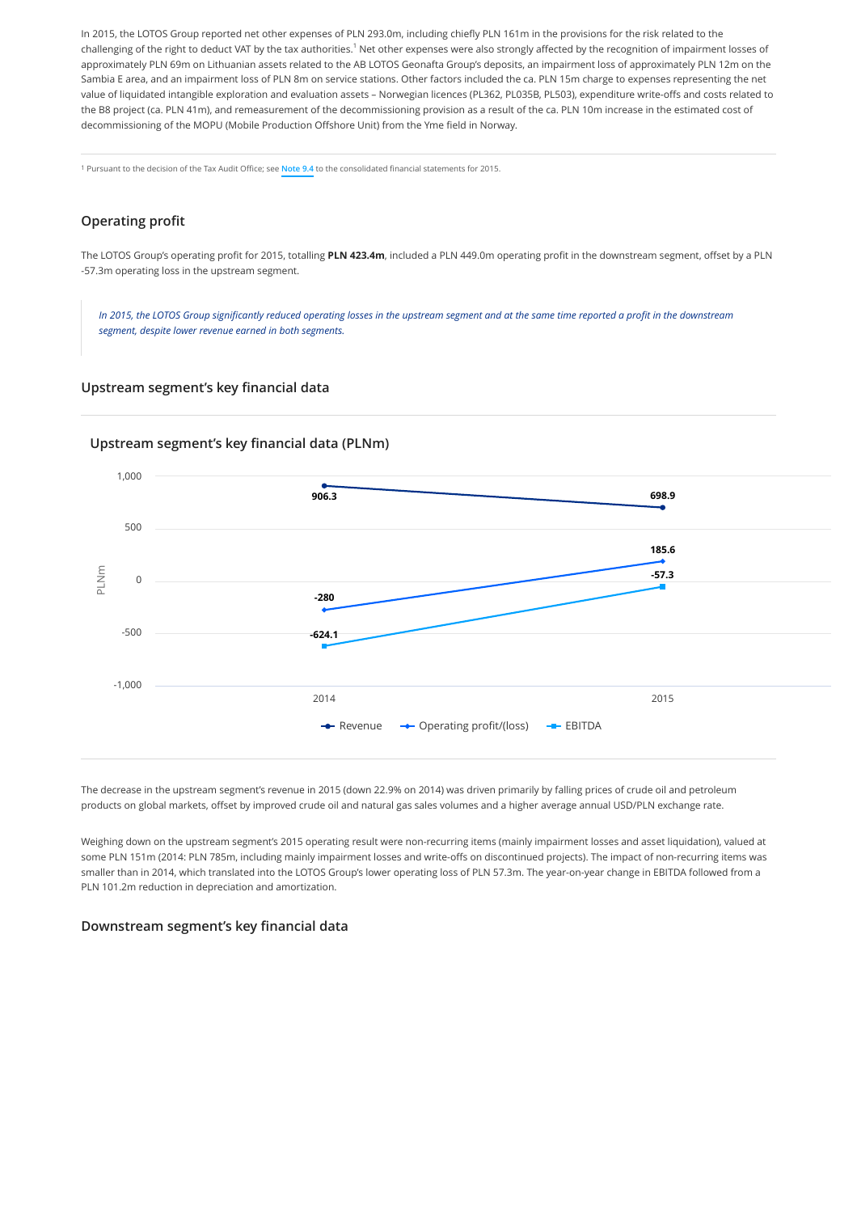In 2015, the LOTOS Group reported net other expenses of PLN 293.0m, including chiefly PLN 161m in the provisions for the risk related to the challenging of the right to deduct VAT by the tax authorities.[1] Net other expenses were also strongly affected by the recognition of impairment losses of approximately PLN 69m on Lithuanian assets related to the AB LOTOS Geonafta Group's deposits, an impairment loss of approximately PLN 12m on the Sambia E area, and an impairment loss of PLN 8m on service stations. Other factors included the ca. PLN 15m charge to expenses representing the net value of liquidated intangible exploration and evaluation assets – Norwegian licences (PL362, PL035B, PL503), expenditure write-offs and costs related to the B8 project (ca. PLN 41m), and remeasurement of the decommissioning provision as a result of the ca. PLN 10m increase in the estimated cost of decommissioning of the MOPU (Mobile Production Offshore Unit) from the Yme field in Norway.

---

[1] Pursuant to the decision of the Tax Audit Office; see Note 9.4 to the consolidated financial statements for 2015.

## Operating profit

The LOTOS Group's operating profit for 2015, totalling **PLN 423.4m**, included a PLN 449.0m operating profit in the downstream segment, offset by a PLN -57.3m operating loss in the upstream segment.

> *In 2015, the LOTOS Group significantly reduced operating losses in the upstream segment and at the same time reported a profit in the downstream segment, despite lower revenue earned in both segments.*

## Upstream segment's key financial data

### Upstream segment's key financial data (PLNm)

| | 2014 | 2015 |
|---|---|---|
| Revenue | 906.3 | 698.9 |
| Operating profit/(loss) | -280 | 185.6 |
| EBITDA | -624.1 | -57.3 |

The decrease in the upstream segment's revenue in 2015 (down 22.9% on 2014) was driven primarily by falling prices of crude oil and petroleum products on global markets, offset by improved crude oil and natural gas sales volumes and a higher average annual USD/PLN exchange rate.

Weighing down on the upstream segment's 2015 operating result were non-recurring items (mainly impairment losses and asset liquidation), valued at some PLN 151m (2014: PLN 785m, including mainly impairment losses and write-offs on discontinued projects). The impact of non-recurring items was smaller than in 2014, which translated into the LOTOS Group's lower operating loss of PLN 57.3m. The year-on-year change in EBITDA followed from a PLN 101.2m reduction in depreciation and amortization.

## Downstream segment's key financial data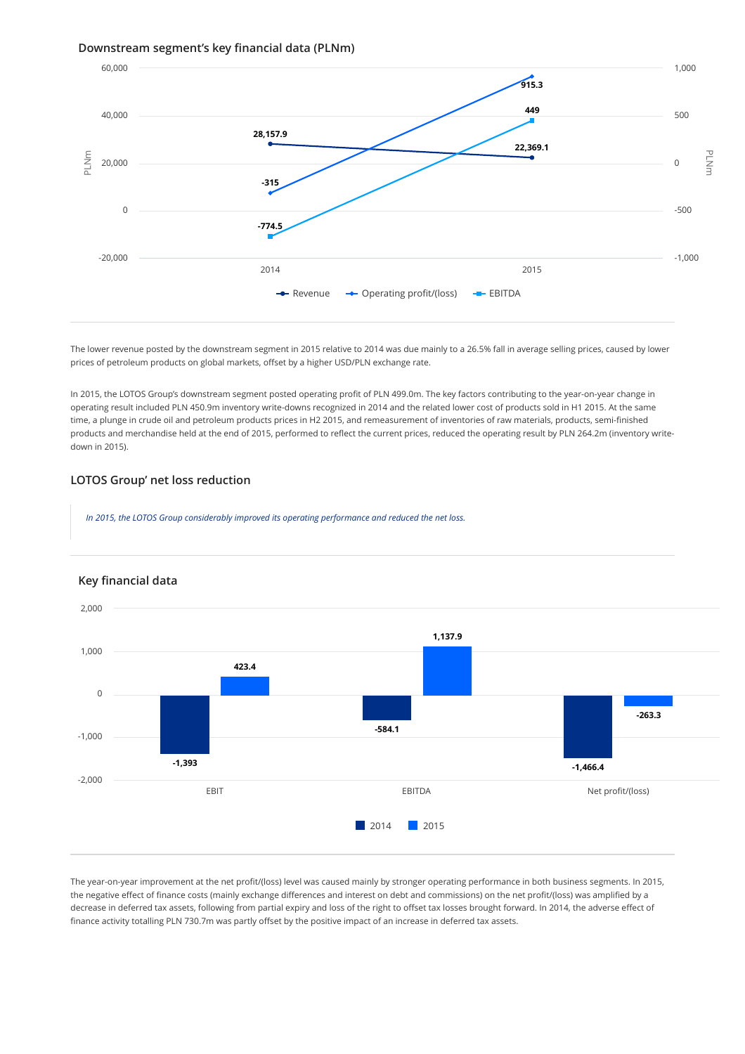### Downstream segment's key financial data (PLNm)

| | 2014 | 2015 |
|---|---|---|
| Revenue | 28,157.9 | 22,369.1 |
| Operating profit/(loss) | -315 | 915.3 |
| EBITDA | -774.5 | 449 |

The lower revenue posted by the downstream segment in 2015 relative to 2014 was due mainly to a 26.5% fall in average selling prices, caused by lower prices of petroleum products on global markets, offset by a higher USD/PLN exchange rate.

In 2015, the LOTOS Group's downstream segment posted operating profit of PLN 499.0m. The key factors contributing to the year-on-year change in operating result included PLN 450.9m inventory write-downs recognized in 2014 and the related lower cost of products sold in H1 2015. At the same time, a plunge in crude oil and petroleum products prices in H2 2015, and remeasurement of inventories of raw materials, products, semi-finished products and merchandise held at the end of 2015, performed to reflect the current prices, reduced the operating result by PLN 264.2m (inventory write-down in 2015).

## LOTOS Group' net loss reduction

*In 2015, the LOTOS Group considerably improved its operating performance and reduced the net loss.*

### Key financial data

| | 2014 | 2015 |
|---|---|---|
| EBIT | -1,393 | 423.4 |
| EBITDA | -584.1 | 1,137.9 |
| Net profit/(loss) | -1,466.4 | -263.3 |

The year-on-year improvement at the net profit/(loss) level was caused mainly by stronger operating performance in both business segments. In 2015, the negative effect of finance costs (mainly exchange differences and interest on debt and commissions) on the net profit/(loss) was amplified by a decrease in deferred tax assets, following from partial expiry and loss of the right to offset tax losses brought forward. In 2014, the adverse effect of finance activity totalling PLN 730.7m was partly offset by the positive impact of an increase in deferred tax assets.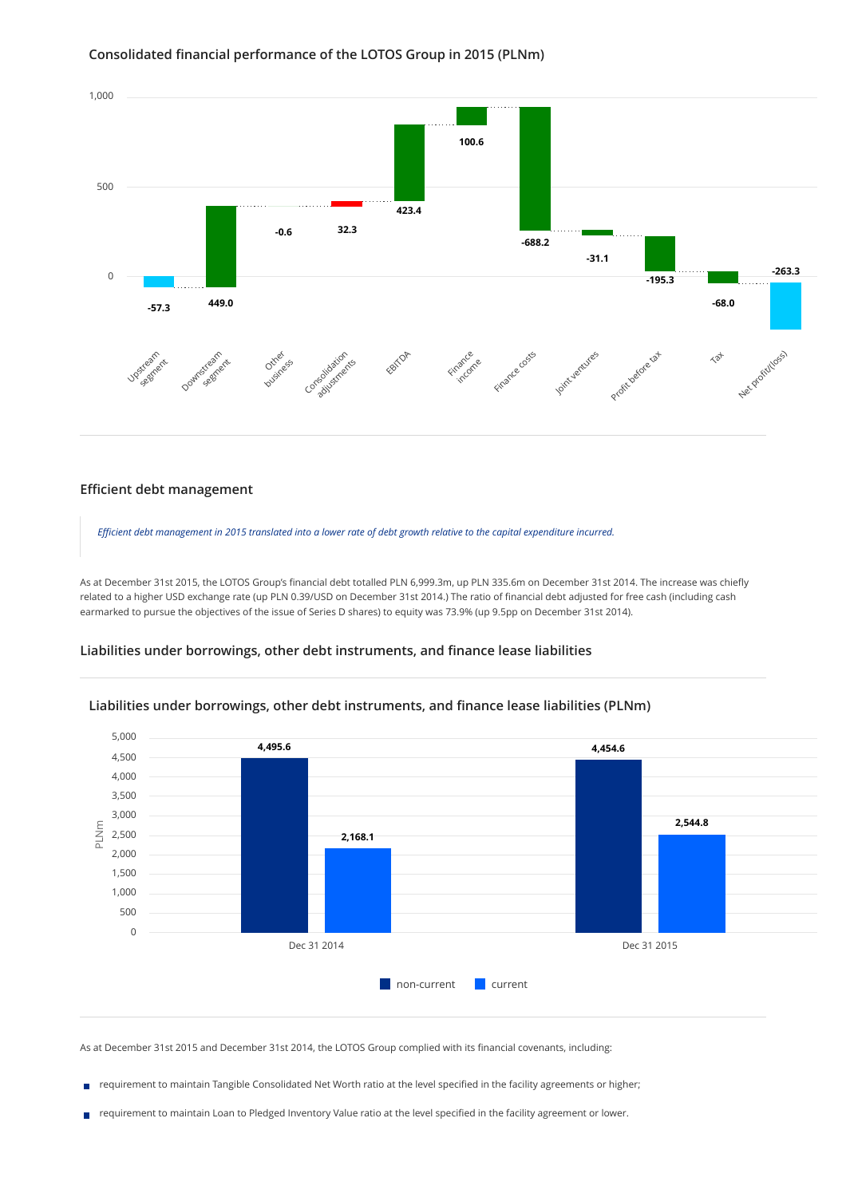### Consolidated financial performance of the LOTOS Group in 2015 (PLNm)

| Item | PLNm |
|---|---|
| Upstream segment | -57.3 |
| Downstream segment | 449.0 |
| Other business | -0.6 |
| Consolidation adjustments | 32.3 |
| EBITDA | 423.4 |
| Finance income | 100.6 |
| Finance costs | -688.2 |
| Joint ventures | -31.1 |
| Profit before tax | -195.3 |
| Tax | -68.0 |
| Net profit/(loss) | -263.3 |

## Efficient debt management

*Efficient debt management in 2015 translated into a lower rate of debt growth relative to the capital expenditure incurred.*

As at December 31st 2015, the LOTOS Group's financial debt totalled PLN 6,999.3m, up PLN 335.6m on December 31st 2014. The increase was chiefly related to a higher USD exchange rate (up PLN 0.39/USD on December 31st 2014.) The ratio of financial debt adjusted for free cash (including cash earmarked to pursue the objectives of the issue of Series D shares) to equity was 73.9% (up 9.5pp on December 31st 2014).

## Liabilities under borrowings, other debt instruments, and finance lease liabilities

### Liabilities under borrowings, other debt instruments, and finance lease liabilities (PLNm)

| | non-current | current |
|---|---|---|
| Dec 31 2014 | 4,495.6 | 2,168.1 |
| Dec 31 2015 | 4,454.6 | 2,544.8 |

As at December 31st 2015 and December 31st 2014, the LOTOS Group complied with its financial covenants, including:

- requirement to maintain Tangible Consolidated Net Worth ratio at the level specified in the facility agreements or higher;
- requirement to maintain Loan to Pledged Inventory Value ratio at the level specified in the facility agreement or lower.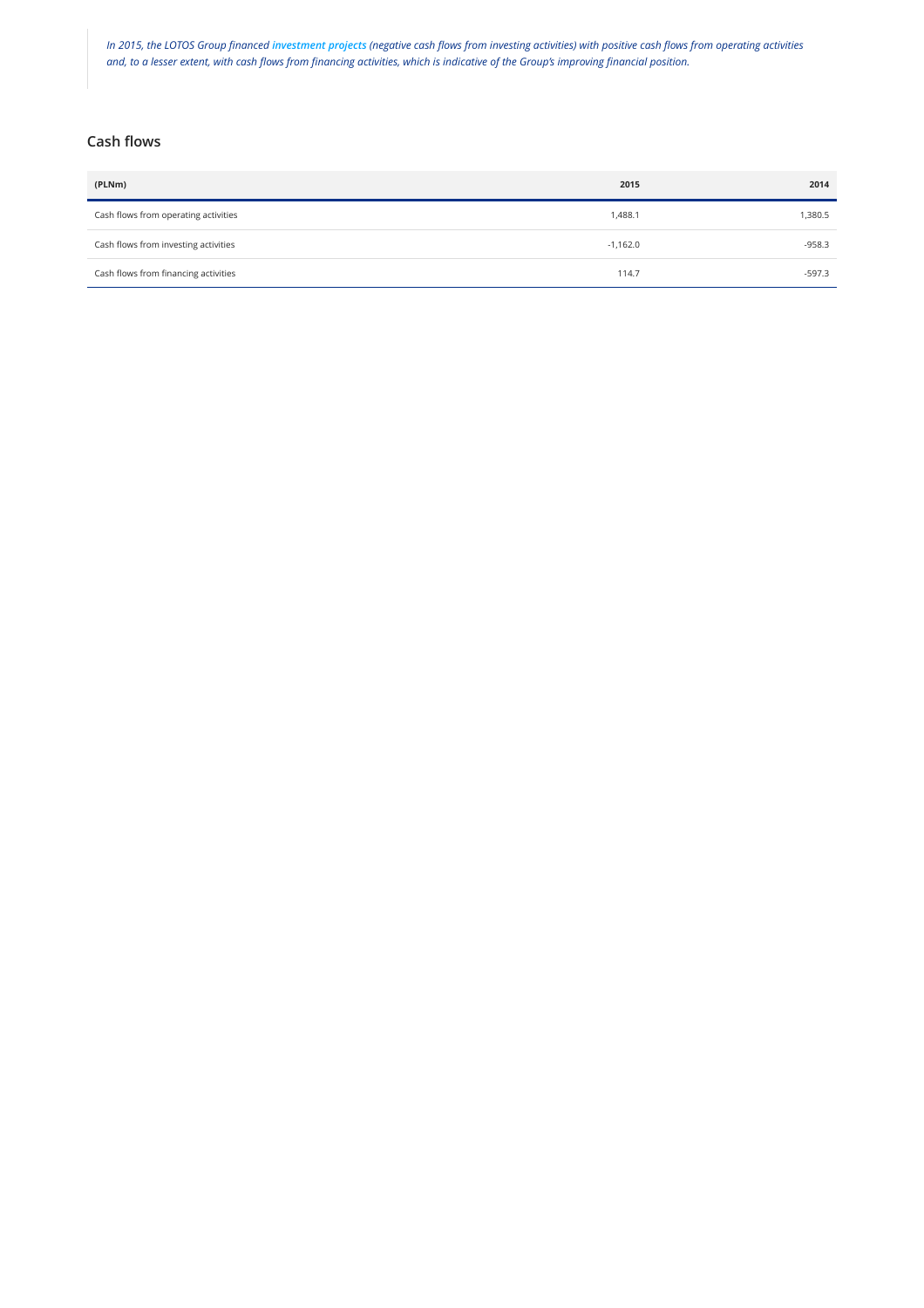*In 2015, the LOTOS Group financed investment projects (negative cash flows from investing activities) with positive cash flows from operating activities and, to a lesser extent, with cash flows from financing activities, which is indicative of the Group's improving financial position.*

## Cash flows

| (PLNm) | 2015 | 2014 |
| --- | --- | --- |
| Cash flows from operating activities | 1,488.1 | 1,380.5 |
| Cash flows from investing activities | -1,162.0 | -958.3 |
| Cash flows from financing activities | 114.7 | -597.3 |